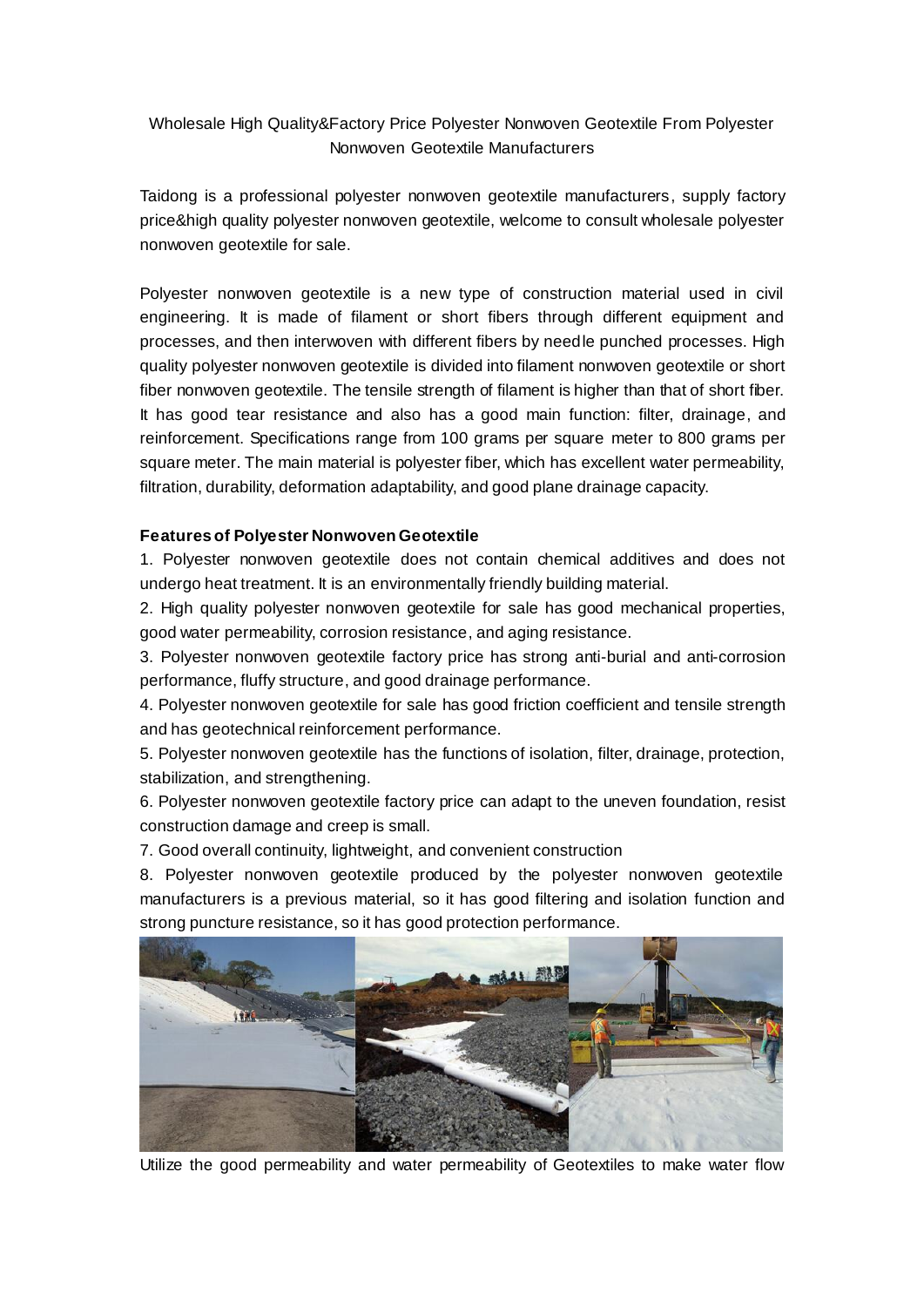# Wholesale High Quality&Factory Price Polyester Nonwoven Geotextile From Polyester Nonwoven Geotextile Manufacturers

Taidong is a professional polyester nonwoven geotextile manufacturers, supply factory price&high quality polyester nonwoven geotextile, welcome to consult wholesale polyester nonwoven geotextile for sale.

Polyester nonwoven geotextile is a new type of construction material used in civil engineering. It is made of filament or short fibers through different equipment and processes, and then interwoven with different fibers by needle punched processes. High quality polyester nonwoven geotextile is divided into filament nonwoven geotextile or short fiber nonwoven geotextile. The tensile strength of filament is higher than that of short fiber. It has good tear resistance and also has a good main function: filter, drainage, and reinforcement. Specifications range from 100 grams per square meter to 800 grams per square meter. The main material is polyester fiber, which has excellent water permeability, filtration, durability, deformation adaptability, and good plane drainage capacity.

**Features of Polyester Nonwoven Geotextile**

1. Polyester nonwoven geotextile does not contain chemical additives and does not undergo heat treatment. It is an environmentally friendly building material.
2. High quality polyester nonwoven geotextile for sale has good mechanical properties, good water permeability, corrosion resistance, and aging resistance.
3. Polyester nonwoven geotextile factory price has strong anti-burial and anti-corrosion performance, fluffy structure, and good drainage performance.
4. Polyester nonwoven geotextile for sale has good friction coefficient and tensile strength and has geotechnical reinforcement performance.
5. Polyester nonwoven geotextile has the functions of isolation, filter, drainage, protection, stabilization, and strengthening.
6. Polyester nonwoven geotextile factory price can adapt to the uneven foundation, resist construction damage and creep is small.
7. Good overall continuity, lightweight, and convenient construction
8. Polyester nonwoven geotextile produced by the polyester nonwoven geotextile manufacturers is a previous material, so it has good filtering and isolation function and strong puncture resistance, so it has good protection performance.

Utilize the good permeability and water permeability of Geotextiles to make water flow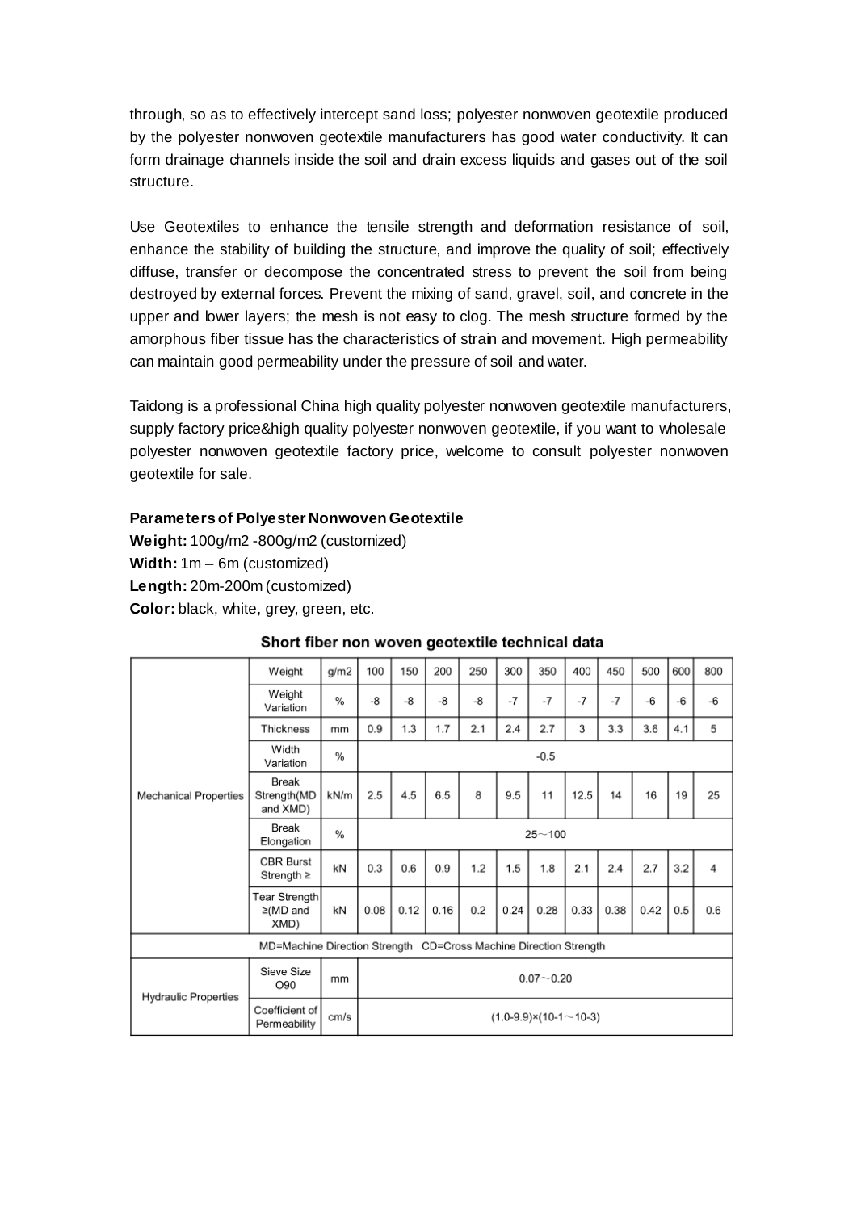through, so as to effectively intercept sand loss; polyester nonwoven geotextile produced by the polyester nonwoven geotextile manufacturers has good water conductivity. It can form drainage channels inside the soil and drain excess liquids and gases out of the soil structure.

Use Geotextiles to enhance the tensile strength and deformation resistance of soil, enhance the stability of building the structure, and improve the quality of soil; effectively diffuse, transfer or decompose the concentrated stress to prevent the soil from being destroyed by external forces. Prevent the mixing of sand, gravel, soil, and concrete in the upper and lower layers; the mesh is not easy to clog. The mesh structure formed by the amorphous fiber tissue has the characteristics of strain and movement. High permeability can maintain good permeability under the pressure of soil and water.

Taidong is a professional China high quality polyester nonwoven geotextile manufacturers, supply factory price&high quality polyester nonwoven geotextile, if you want to wholesale polyester nonwoven geotextile factory price, welcome to consult polyester nonwoven geotextile for sale.

**Parameters of Polyester Nonwoven Geotextile**

**Weight:** 100g/m2 -800g/m2 (customized)
**Width:** 1m – 6m (customized)
**Length:** 20m-200m (customized)
**Color:** black, white, grey, green, etc.

**Short fiber non woven geotextile technical data**

| | | | | | | | | | | | | | | | |
|---|---|---|---|---|---|---|---|---|---|---|---|---|---|---|---|
| Mechanical Properties | Weight | g/m2 | 100 | 150 | 200 | 250 | 300 | 350 | 400 | 450 | 500 | 600 | 800 |
| | Weight Variation | % | -8 | -8 | -8 | -8 | -7 | -7 | -7 | -7 | -6 | -6 | -6 |
| | Thickness | mm | 0.9 | 1.3 | 1.7 | 2.1 | 2.4 | 2.7 | 3 | 3.3 | 3.6 | 4.1 | 5 |
| | Width Variation | % | -0.5 | | | | | | | | | | |
| | Break Strength(MD and XMD) | kN/m | 2.5 | 4.5 | 6.5 | 8 | 9.5 | 11 | 12.5 | 14 | 16 | 19 | 25 |
| | Break Elongation | % | 25～100 | | | | | | | | | | |
| | CBR Burst Strength ≥ | kN | 0.3 | 0.6 | 0.9 | 1.2 | 1.5 | 1.8 | 2.1 | 2.4 | 2.7 | 3.2 | 4 |
| | Tear Strength ≥(MD and XMD) | kN | 0.08 | 0.12 | 0.16 | 0.2 | 0.24 | 0.28 | 0.33 | 0.38 | 0.42 | 0.5 | 0.6 |
| MD=Machine Direction Strength CD=Cross Machine Direction Strength | | | | | | | | | | | | | |
| Hydraulic Properties | Sieve Size O90 | mm | 0.07～0.20 | | | | | | | | | | |
| | Coefficient of Permeability | cm/s | (1.0-9.9)×(10-1～10-3) | | | | | | | | | | |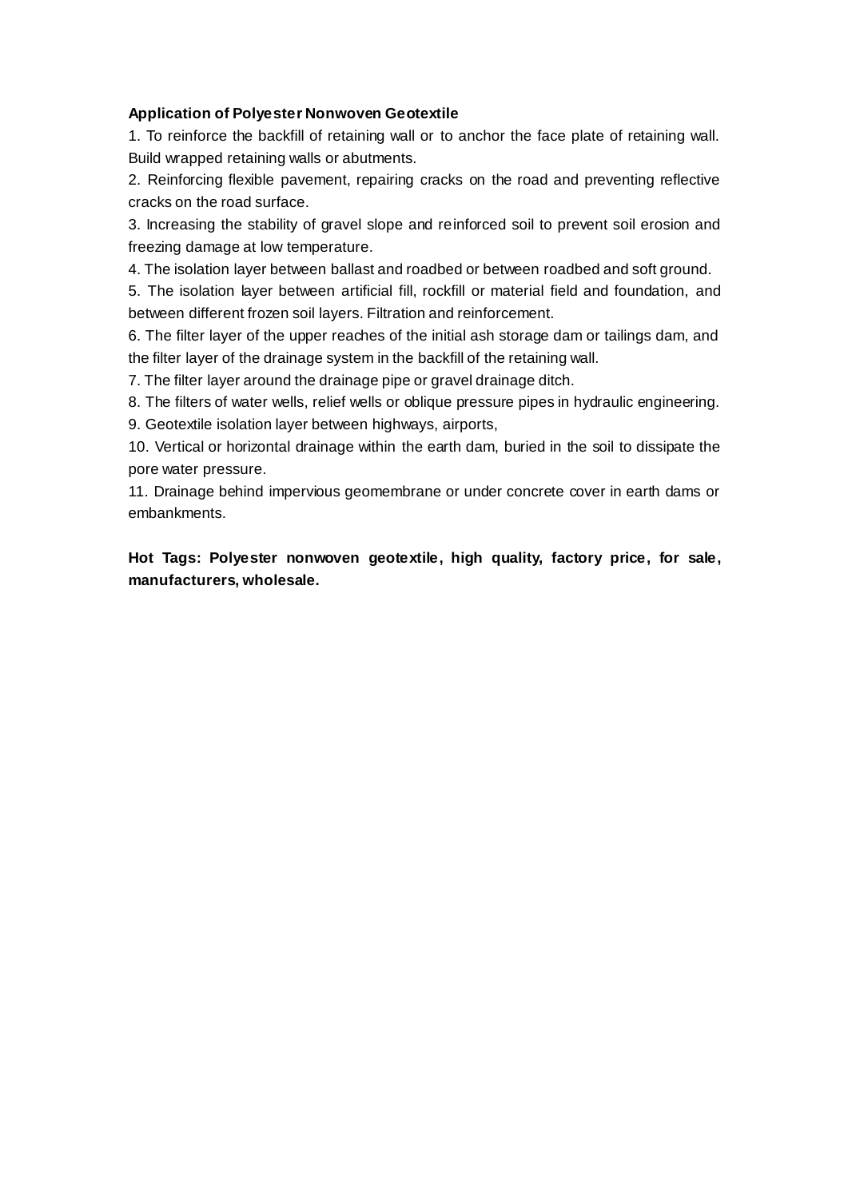**Application of Polyester Nonwoven Geotextile**

1. To reinforce the backfill of retaining wall or to anchor the face plate of retaining wall. Build wrapped retaining walls or abutments.
2. Reinforcing flexible pavement, repairing cracks on the road and preventing reflective cracks on the road surface.
3. Increasing the stability of gravel slope and reinforced soil to prevent soil erosion and freezing damage at low temperature.
4. The isolation layer between ballast and roadbed or between roadbed and soft ground.
5. The isolation layer between artificial fill, rockfill or material field and foundation, and between different frozen soil layers. Filtration and reinforcement.
6. The filter layer of the upper reaches of the initial ash storage dam or tailings dam, and the filter layer of the drainage system in the backfill of the retaining wall.
7. The filter layer around the drainage pipe or gravel drainage ditch.
8. The filters of water wells, relief wells or oblique pressure pipes in hydraulic engineering.
9. Geotextile isolation layer between highways, airports,
10. Vertical or horizontal drainage within the earth dam, buried in the soil to dissipate the pore water pressure.
11. Drainage behind impervious geomembrane or under concrete cover in earth dams or embankments.

**Hot Tags: Polyester nonwoven geotextile, high quality, factory price, for sale, manufacturers, wholesale.**